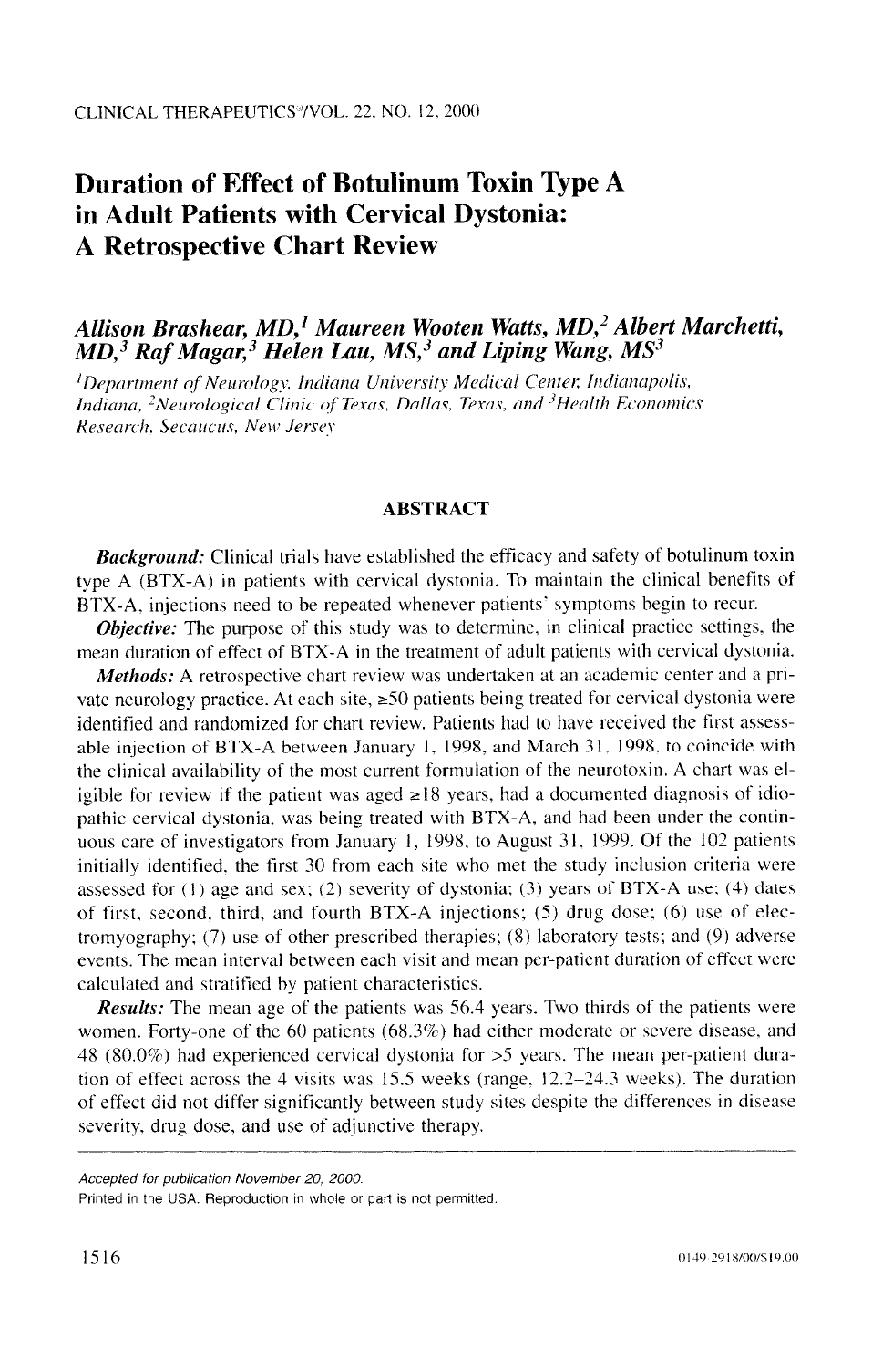# Duration of Effect of Botulinum Toxin Type A in Adult Patients with Cervical Dystonia: A Retrospective Chart Review

***Allison Brashear, MD,[1] Maureen Wooten Watts, MD,[2] Albert Marchetti, MD,[3] Raf Magar,[3] Helen Lau, MS,[3] and Liping Wang, MS[3]***

*[1]Department of Neurology, Indiana University Medical Center, Indianapolis, Indiana, [2]Neurological Clinic of Texas, Dallas, Texas, and [3]Health Economics Research, Secaucus, New Jersey*

## ABSTRACT

***Background:*** Clinical trials have established the efficacy and safety of botulinum toxin type A (BTX-A) in patients with cervical dystonia. To maintain the clinical benefits of BTX-A, injections need to be repeated whenever patients' symptoms begin to recur.

***Objective:*** The purpose of this study was to determine, in clinical practice settings, the mean duration of effect of BTX-A in the treatment of adult patients with cervical dystonia.

***Methods:*** A retrospective chart review was undertaken at an academic center and a private neurology practice. At each site, ≥50 patients being treated for cervical dystonia were identified and randomized for chart review. Patients had to have received the first assessable injection of BTX-A between January 1, 1998, and March 31, 1998, to coincide with the clinical availability of the most current formulation of the neurotoxin. A chart was eligible for review if the patient was aged ≥18 years, had a documented diagnosis of idiopathic cervical dystonia, was being treated with BTX-A, and had been under the continuous care of investigators from January 1, 1998, to August 31, 1999. Of the 102 patients initially identified, the first 30 from each site who met the study inclusion criteria were assessed for (1) age and sex; (2) severity of dystonia; (3) years of BTX-A use; (4) dates of first, second, third, and fourth BTX-A injections; (5) drug dose; (6) use of electromyography; (7) use of other prescribed therapies; (8) laboratory tests; and (9) adverse events. The mean interval between each visit and mean per-patient duration of effect were calculated and stratified by patient characteristics.

***Results:*** The mean age of the patients was 56.4 years. Two thirds of the patients were women. Forty-one of the 60 patients (68.3%) had either moderate or severe disease, and 48 (80.0%) had experienced cervical dystonia for >5 years. The mean per-patient duration of effect across the 4 visits was 15.5 weeks (range, 12.2–24.3 weeks). The duration of effect did not differ significantly between study sites despite the differences in disease severity, drug dose, and use of adjunctive therapy.

---

*Accepted for publication November 20, 2000.*

*Printed in the USA. Reproduction in whole or part is not permitted.*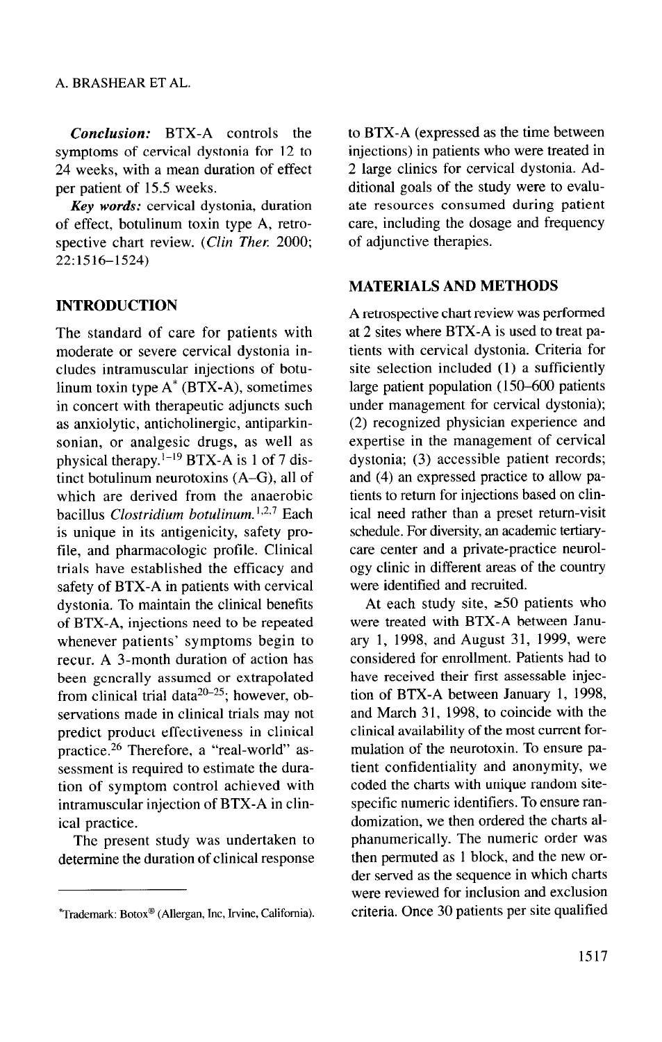***Conclusion:*** BTX-A controls the symptoms of cervical dystonia for 12 to 24 weeks, with a mean duration of effect per patient of 15.5 weeks.

***Key words:*** cervical dystonia, duration of effect, botulinum toxin type A, retrospective chart review. (*Clin Ther.* 2000; 22:1516–1524)

## INTRODUCTION

The standard of care for patients with moderate or severe cervical dystonia includes intramuscular injections of botulinum toxin type A* (BTX-A), sometimes in concert with therapeutic adjuncts such as anxiolytic, anticholinergic, antiparkinsonian, or analgesic drugs, as well as physical therapy.[1–19] BTX-A is 1 of 7 distinct botulinum neurotoxins (A–G), all of which are derived from the anaerobic bacillus *Clostridium botulinum*.[1,2,7] Each is unique in its antigenicity, safety profile, and pharmacologic profile. Clinical trials have established the efficacy and safety of BTX-A in patients with cervical dystonia. To maintain the clinical benefits of BTX-A, injections need to be repeated whenever patients' symptoms begin to recur. A 3-month duration of action has been generally assumed or extrapolated from clinical trial data[20–25]; however, observations made in clinical trials may not predict product effectiveness in clinical practice.[26] Therefore, a "real-world" assessment is required to estimate the duration of symptom control achieved with intramuscular injection of BTX-A in clinical practice.

The present study was undertaken to determine the duration of clinical response to BTX-A (expressed as the time between injections) in patients who were treated in 2 large clinics for cervical dystonia. Additional goals of the study were to evaluate resources consumed during patient care, including the dosage and frequency of adjunctive therapies.

## MATERIALS AND METHODS

A retrospective chart review was performed at 2 sites where BTX-A is used to treat patients with cervical dystonia. Criteria for site selection included (1) a sufficiently large patient population (150–600 patients under management for cervical dystonia); (2) recognized physician experience and expertise in the management of cervical dystonia; (3) accessible patient records; and (4) an expressed practice to allow patients to return for injections based on clinical need rather than a preset return-visit schedule. For diversity, an academic tertiary-care center and a private-practice neurology clinic in different areas of the country were identified and recruited.

At each study site, ≥50 patients who were treated with BTX-A between January 1, 1998, and August 31, 1999, were considered for enrollment. Patients had to have received their first assessable injection of BTX-A between January 1, 1998, and March 31, 1998, to coincide with the clinical availability of the most current formulation of the neurotoxin. To ensure patient confidentiality and anonymity, we coded the charts with unique random site-specific numeric identifiers. To ensure randomization, we then ordered the charts alphanumerically. The numeric order was then permuted as 1 block, and the new order served as the sequence in which charts were reviewed for inclusion and exclusion criteria. Once 30 patients per site qualified

*Trademark: Botox® (Allergan, Inc, Irvine, California).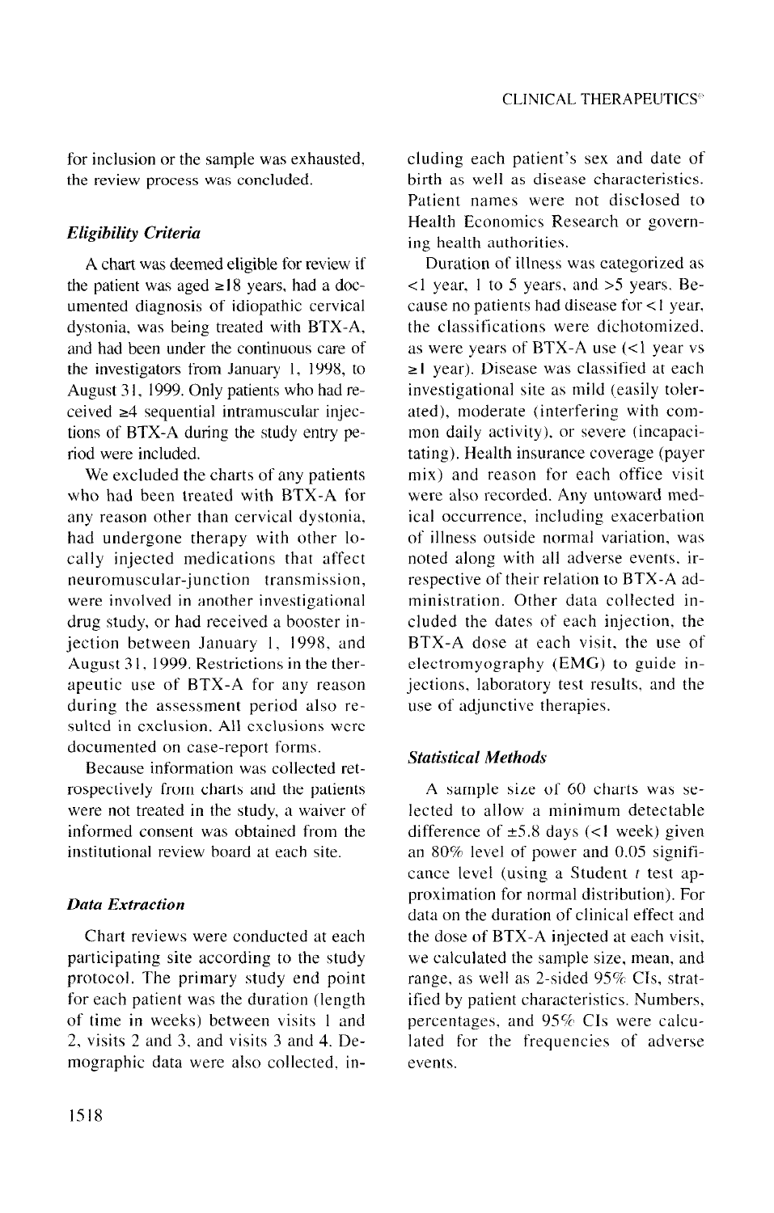for inclusion or the sample was exhausted, the review process was concluded.

### *Eligibility Criteria*

A chart was deemed eligible for review if the patient was aged ≥18 years, had a documented diagnosis of idiopathic cervical dystonia, was being treated with BTX-A, and had been under the continuous care of the investigators from January 1, 1998, to August 31, 1999. Only patients who had received ≥4 sequential intramuscular injections of BTX-A during the study entry period were included.

We excluded the charts of any patients who had been treated with BTX-A for any reason other than cervical dystonia, had undergone therapy with other locally injected medications that affect neuromuscular-junction transmission, were involved in another investigational drug study, or had received a booster injection between January 1, 1998, and August 31, 1999. Restrictions in the therapeutic use of BTX-A for any reason during the assessment period also resulted in exclusion. All exclusions were documented on case-report forms.

Because information was collected retrospectively from charts and the patients were not treated in the study, a waiver of informed consent was obtained from the institutional review board at each site.

### *Data Extraction*

Chart reviews were conducted at each participating site according to the study protocol. The primary study end point for each patient was the duration (length of time in weeks) between visits 1 and 2, visits 2 and 3, and visits 3 and 4. Demographic data were also collected, including each patient's sex and date of birth as well as disease characteristics. Patient names were not disclosed to Health Economics Research or governing health authorities.

Duration of illness was categorized as <1 year, 1 to 5 years, and >5 years. Because no patients had disease for <1 year, the classifications were dichotomized, as were years of BTX-A use (<1 year vs ≥1 year). Disease was classified at each investigational site as mild (easily tolerated), moderate (interfering with common daily activity), or severe (incapacitating). Health insurance coverage (payer mix) and reason for each office visit were also recorded. Any untoward medical occurrence, including exacerbation of illness outside normal variation, was noted along with all adverse events, irrespective of their relation to BTX-A administration. Other data collected included the dates of each injection, the BTX-A dose at each visit, the use of electromyography (EMG) to guide injections, laboratory test results, and the use of adjunctive therapies.

### *Statistical Methods*

A sample size of 60 charts was selected to allow a minimum detectable difference of ±5.8 days (<1 week) given an 80% level of power and 0.05 significance level (using a Student $t$ test approximation for normal distribution). For data on the duration of clinical effect and the dose of BTX-A injected at each visit, we calculated the sample size, mean, and range, as well as 2-sided 95% CIs, stratified by patient characteristics. Numbers, percentages, and 95% CIs were calculated for the frequencies of adverse events.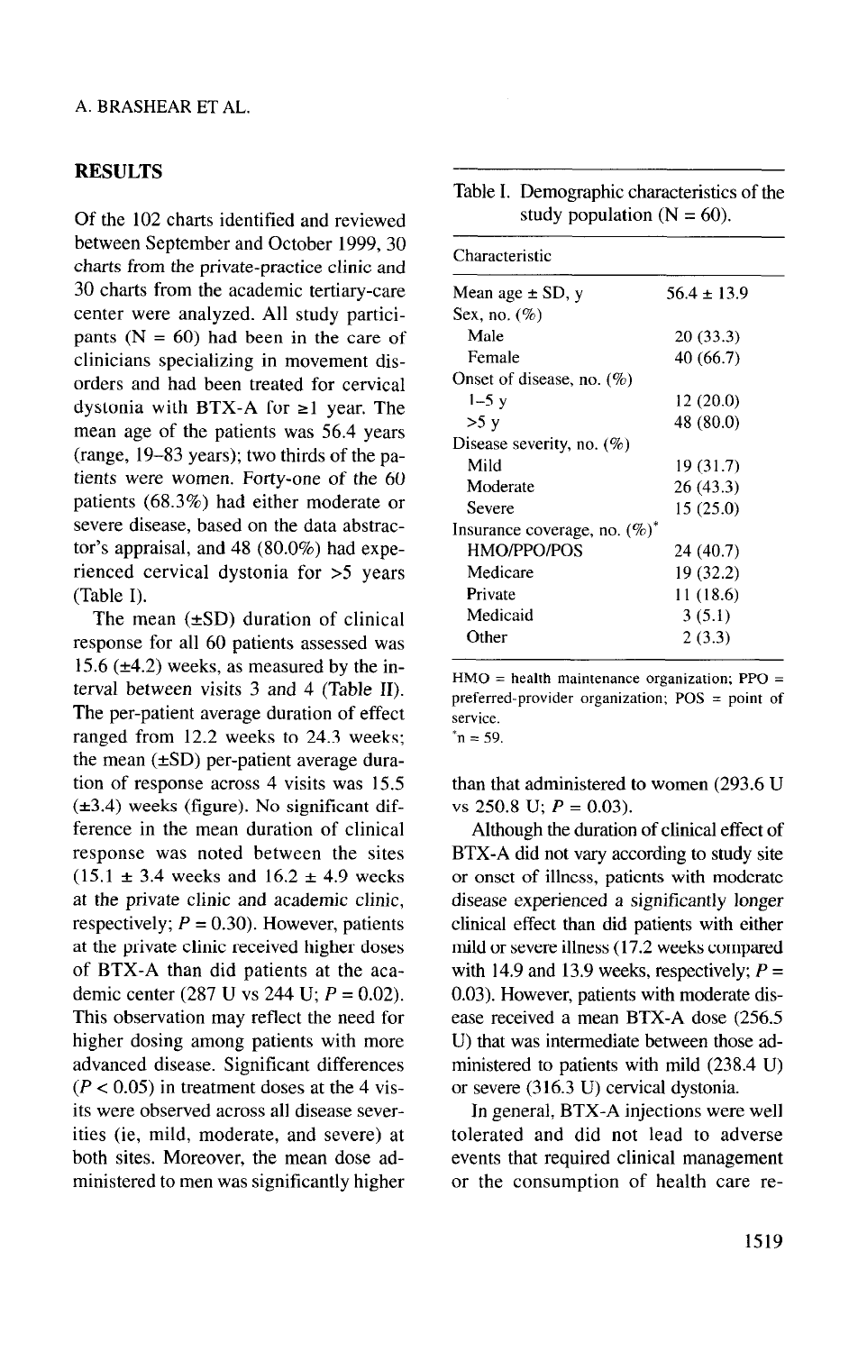## RESULTS

Of the 102 charts identified and reviewed between September and October 1999, 30 charts from the private-practice clinic and 30 charts from the academic tertiary-care center were analyzed. All study participants (N = 60) had been in the care of clinicians specializing in movement disorders and had been treated for cervical dystonia with BTX-A for ≥1 year. The mean age of the patients was 56.4 years (range, 19–83 years); two thirds of the patients were women. Forty-one of the 60 patients (68.3%) had either moderate or severe disease, based on the data abstractor's appraisal, and 48 (80.0%) had experienced cervical dystonia for >5 years (Table I).

Table I. Demographic characteristics of the study population (N = 60).

| Characteristic | |
|---|---|
| Mean age ± SD, y | 56.4 ± 13.9 |
| Sex, no. (%) | |
| Male | 20 (33.3) |
| Female | 40 (66.7) |
| Onset of disease, no. (%) | |
| 1–5 y | 12 (20.0) |
| >5 y | 48 (80.0) |
| Disease severity, no. (%) | |
| Mild | 19 (31.7) |
| Moderate | 26 (43.3) |
| Severe | 15 (25.0) |
| Insurance coverage, no. (%)* | |
| HMO/PPO/POS | 24 (40.7) |
| Medicare | 19 (32.2) |
| Private | 11 (18.6) |
| Medicaid | 3 (5.1) |
| Other | 2 (3.3) |

HMO = health maintenance organization; PPO = preferred-provider organization; POS = point of service.
*n = 59.

The mean (±SD) duration of clinical response for all 60 patients assessed was 15.6 (±4.2) weeks, as measured by the interval between visits 3 and 4 (Table II). The per-patient average duration of effect ranged from 12.2 weeks to 24.3 weeks; the mean (±SD) per-patient average duration of response across 4 visits was 15.5 (±3.4) weeks (figure). No significant difference in the mean duration of clinical response was noted between the sites (15.1 ± 3.4 weeks and 16.2 ± 4.9 weeks at the private clinic and academic clinic, respectively; $P = 0.30$). However, patients at the private clinic received higher doses of BTX-A than did patients at the academic center (287 U vs 244 U; $P = 0.02$). This observation may reflect the need for higher dosing among patients with more advanced disease. Significant differences ($P < 0.05$) in treatment doses at the 4 visits were observed across all disease severities (ie, mild, moderate, and severe) at both sites. Moreover, the mean dose administered to men was significantly higher than that administered to women (293.6 U vs 250.8 U; $P = 0.03$).

Although the duration of clinical effect of BTX-A did not vary according to study site or onset of illness, patients with moderate disease experienced a significantly longer clinical effect than did patients with either mild or severe illness (17.2 weeks compared with 14.9 and 13.9 weeks, respectively; $P = 0.03$). However, patients with moderate disease received a mean BTX-A dose (256.5 U) that was intermediate between those administered to patients with mild (238.4 U) or severe (316.3 U) cervical dystonia.

In general, BTX-A injections were well tolerated and did not lead to adverse events that required clinical management or the consumption of health care re-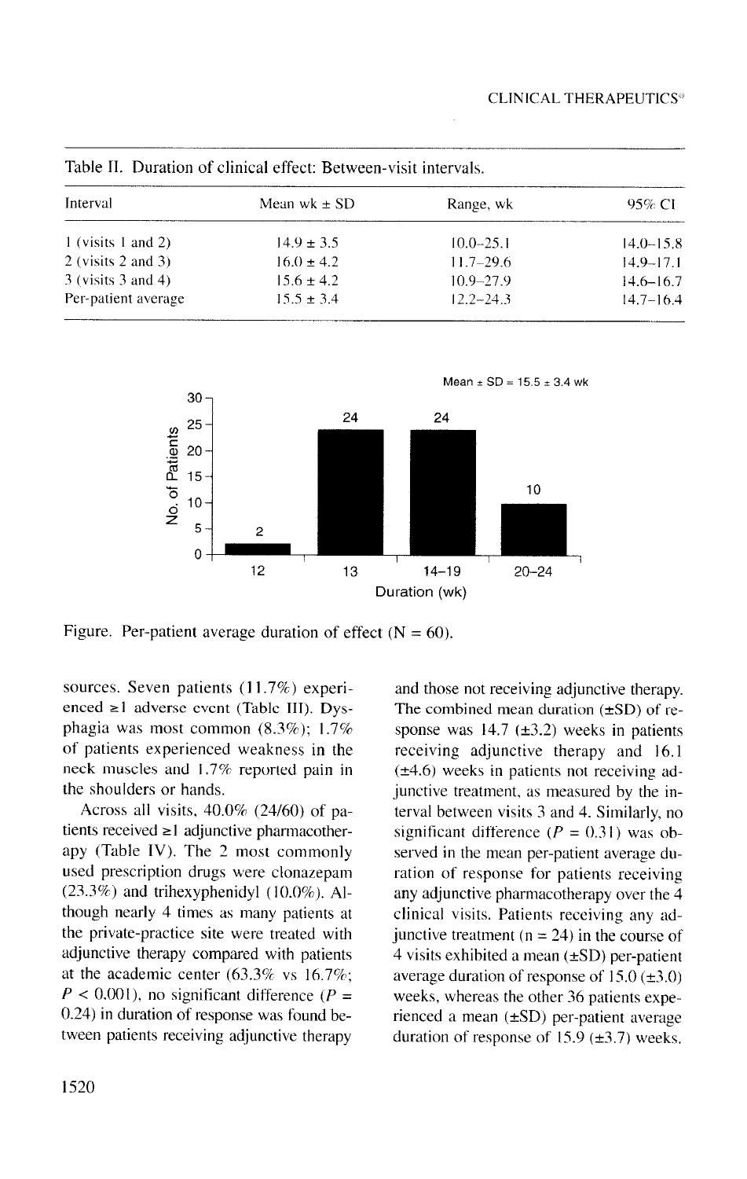Table II. Duration of clinical effect: Between-visit intervals.

| Interval | Mean wk ± SD | Range, wk | 95% CI |
|---|---|---|---|
| 1 (visits 1 and 2) | 14.9 ± 3.5 | 10.0–25.1 | 14.0–15.8 |
| 2 (visits 2 and 3) | 16.0 ± 4.2 | 11.7–29.6 | 14.9–17.1 |
| 3 (visits 3 and 4) | 15.6 ± 4.2 | 10.9–27.9 | 14.6–16.7 |
| Per-patient average | 15.5 ± 3.4 | 12.2–24.3 | 14.7–16.4 |

Figure. Per-patient average duration of effect (N = 60).

sources. Seven patients (11.7%) experienced ≥1 adverse event (Table III). Dysphagia was most common (8.3%); 1.7% of patients experienced weakness in the neck muscles and 1.7% reported pain in the shoulders or hands.

Across all visits, 40.0% (24/60) of patients received ≥1 adjunctive pharmacotherapy (Table IV). The 2 most commonly used prescription drugs were clonazepam (23.3%) and trihexyphenidyl (10.0%). Although nearly 4 times as many patients at the private-practice site were treated with adjunctive therapy compared with patients at the academic center (63.3% vs 16.7%; $P < 0.001$), no significant difference ($P = 0.24$) in duration of response was found between patients receiving adjunctive therapy and those not receiving adjunctive therapy. The combined mean duration (±SD) of response was 14.7 (±3.2) weeks in patients receiving adjunctive therapy and 16.1 (±4.6) weeks in patients not receiving adjunctive treatment, as measured by the interval between visits 3 and 4. Similarly, no significant difference ($P = 0.31$) was observed in the mean per-patient average duration of response for patients receiving any adjunctive pharmacotherapy over the 4 clinical visits. Patients receiving any adjunctive treatment (n = 24) in the course of 4 visits exhibited a mean (±SD) per-patient average duration of response of 15.0 (±3.0) weeks, whereas the other 36 patients experienced a mean (±SD) per-patient average duration of response of 15.9 (±3.7) weeks.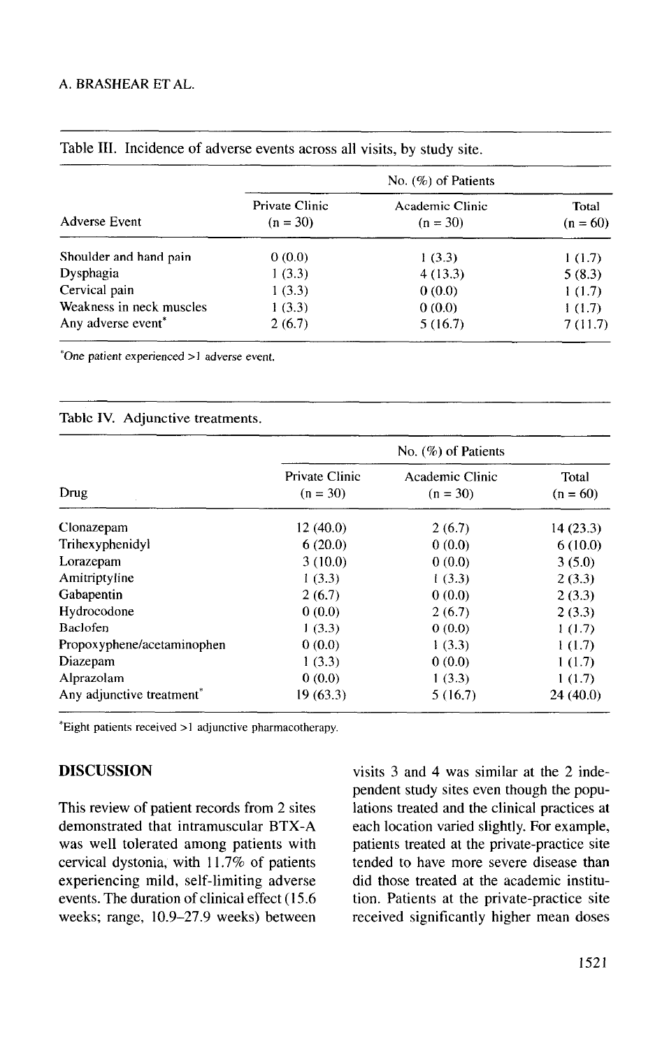Table III. Incidence of adverse events across all visits, by study site.

| | No. (%) of Patients | | |
|---|---|---|---|
| Adverse Event | Private Clinic (n = 30) | Academic Clinic (n = 30) | Total (n = 60) |
| Shoulder and hand pain | 0 (0.0) | 1 (3.3) | 1 (1.7) |
| Dysphagia | 1 (3.3) | 4 (13.3) | 5 (8.3) |
| Cervical pain | 1 (3.3) | 0 (0.0) | 1 (1.7) |
| Weakness in neck muscles | 1 (3.3) | 0 (0.0) | 1 (1.7) |
| Any adverse event* | 2 (6.7) | 5 (16.7) | 7 (11.7) |

*One patient experienced >1 adverse event.

Table IV. Adjunctive treatments.

| | No. (%) of Patients | | |
|---|---|---|---|
| Drug | Private Clinic (n = 30) | Academic Clinic (n = 30) | Total (n = 60) |
| Clonazepam | 12 (40.0) | 2 (6.7) | 14 (23.3) |
| Trihexyphenidyl | 6 (20.0) | 0 (0.0) | 6 (10.0) |
| Lorazepam | 3 (10.0) | 0 (0.0) | 3 (5.0) |
| Amitriptyline | 1 (3.3) | 1 (3.3) | 2 (3.3) |
| Gabapentin | 2 (6.7) | 0 (0.0) | 2 (3.3) |
| Hydrocodone | 0 (0.0) | 2 (6.7) | 2 (3.3) |
| Baclofen | 1 (3.3) | 0 (0.0) | 1 (1.7) |
| Propoxyphene/acetaminophen | 0 (0.0) | 1 (3.3) | 1 (1.7) |
| Diazepam | 1 (3.3) | 0 (0.0) | 1 (1.7) |
| Alprazolam | 0 (0.0) | 1 (3.3) | 1 (1.7) |
| Any adjunctive treatment* | 19 (63.3) | 5 (16.7) | 24 (40.0) |

*Eight patients received >1 adjunctive pharmacotherapy.

## DISCUSSION

This review of patient records from 2 sites demonstrated that intramuscular BTX-A was well tolerated among patients with cervical dystonia, with 11.7% of patients experiencing mild, self-limiting adverse events. The duration of clinical effect (15.6 weeks; range, 10.9–27.9 weeks) between visits 3 and 4 was similar at the 2 independent study sites even though the populations treated and the clinical practices at each location varied slightly. For example, patients treated at the private-practice site tended to have more severe disease than did those treated at the academic institution. Patients at the private-practice site received significantly higher mean doses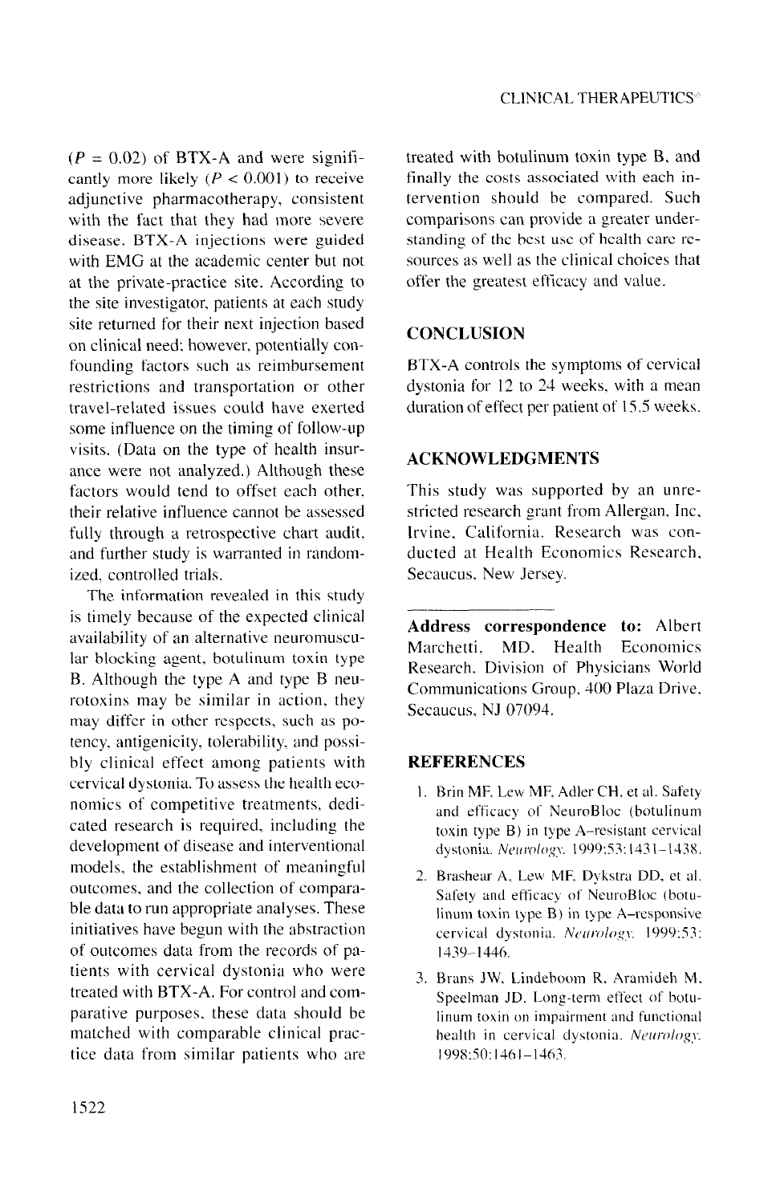($P = 0.02$) of BTX-A and were significantly more likely ($P < 0.001$) to receive adjunctive pharmacotherapy, consistent with the fact that they had more severe disease. BTX-A injections were guided with EMG at the academic center but not at the private-practice site. According to the site investigator, patients at each study site returned for their next injection based on clinical need; however, potentially confounding factors such as reimbursement restrictions and transportation or other travel-related issues could have exerted some influence on the timing of follow-up visits. (Data on the type of health insurance were not analyzed.) Although these factors would tend to offset each other, their relative influence cannot be assessed fully through a retrospective chart audit, and further study is warranted in randomized, controlled trials.

The information revealed in this study is timely because of the expected clinical availability of an alternative neuromuscular blocking agent, botulinum toxin type B. Although the type A and type B neurotoxins may be similar in action, they may differ in other respects, such as potency, antigenicity, tolerability, and possibly clinical effect among patients with cervical dystonia. To assess the health economics of competitive treatments, dedicated research is required, including the development of disease and interventional models, the establishment of meaningful outcomes, and the collection of comparable data to run appropriate analyses. These initiatives have begun with the abstraction of outcomes data from the records of patients with cervical dystonia who were treated with BTX-A. For control and comparative purposes, these data should be matched with comparable clinical practice data from similar patients who are treated with botulinum toxin type B, and finally the costs associated with each intervention should be compared. Such comparisons can provide a greater understanding of the best use of health care resources as well as the clinical choices that offer the greatest efficacy and value.

## CONCLUSION

BTX-A controls the symptoms of cervical dystonia for 12 to 24 weeks, with a mean duration of effect per patient of 15.5 weeks.

## ACKNOWLEDGMENTS

This study was supported by an unrestricted research grant from Allergan, Inc, Irvine, California. Research was conducted at Health Economics Research, Secaucus, New Jersey.

---

**Address correspondence to:** Albert Marchetti, MD, Health Economics Research, Division of Physicians World Communications Group, 400 Plaza Drive, Secaucus, NJ 07094.

## REFERENCES

1. Brin MF, Lew MF, Adler CH, et al. Safety and efficacy of NeuroBloc (botulinum toxin type B) in type A–resistant cervical dystonia. *Neurology.* 1999;53:1431–1438.
2. Brashear A, Lew MF, Dykstra DD, et al. Safety and efficacy of NeuroBloc (botulinum toxin type B) in type A–responsive cervical dystonia. *Neurology.* 1999;53:1439–1446.
3. Brans JW, Lindeboom R, Aramideh M, Speelman JD. Long-term effect of botulinum toxin on impairment and functional health in cervical dystonia. *Neurology.* 1998;50:1461–1463.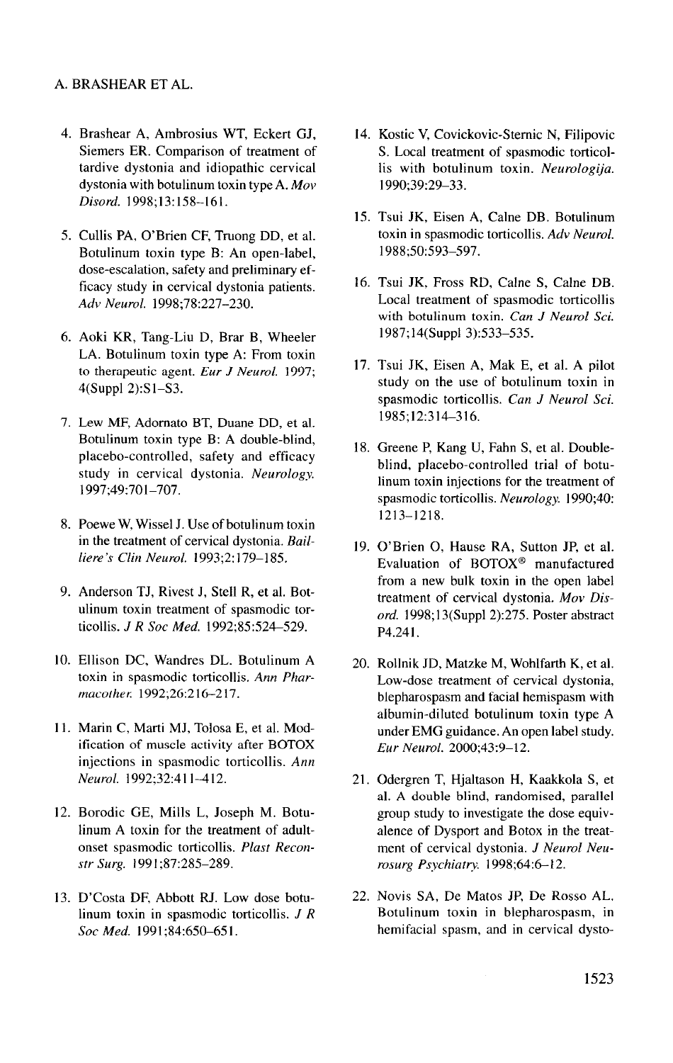4. Brashear A, Ambrosius WT, Eckert GJ, Siemers ER. Comparison of treatment of tardive dystonia and idiopathic cervical dystonia with botulinum toxin type A. *Mov Disord.* 1998;13:158–161.

5. Cullis PA, O'Brien CF, Truong DD, et al. Botulinum toxin type B: An open-label, dose-escalation, safety and preliminary efficacy study in cervical dystonia patients. *Adv Neurol.* 1998;78:227–230.

6. Aoki KR, Tang-Liu D, Brar B, Wheeler LA. Botulinum toxin type A: From toxin to therapeutic agent. *Eur J Neurol.* 1997; 4(Suppl 2):S1–S3.

7. Lew MF, Adornato BT, Duane DD, et al. Botulinum toxin type B: A double-blind, placebo-controlled, safety and efficacy study in cervical dystonia. *Neurology.* 1997;49:701–707.

8. Poewe W, Wissel J. Use of botulinum toxin in the treatment of cervical dystonia. *Bailliere's Clin Neurol.* 1993;2:179–185.

9. Anderson TJ, Rivest J, Stell R, et al. Botulinum toxin treatment of spasmodic torticollis. *J R Soc Med.* 1992;85:524–529.

10. Ellison DC, Wandres DL. Botulinum A toxin in spasmodic torticollis. *Ann Pharmacother.* 1992;26:216–217.

11. Marin C, Marti MJ, Tolosa E, et al. Modification of muscle activity after BOTOX injections in spasmodic torticollis. *Ann Neurol.* 1992;32:411–412.

12. Borodic GE, Mills L, Joseph M. Botulinum A toxin for the treatment of adult-onset spasmodic torticollis. *Plast Reconstr Surg.* 1991;87:285–289.

13. D'Costa DF, Abbott RJ. Low dose botulinum toxin in spasmodic torticollis. *J R Soc Med.* 1991;84:650–651.

14. Kostic V, Covickovic-Sternic N, Filipovic S. Local treatment of spasmodic torticollis with botulinum toxin. *Neurologija.* 1990;39:29–33.

15. Tsui JK, Eisen A, Calne DB. Botulinum toxin in spasmodic torticollis. *Adv Neurol.* 1988;50:593–597.

16. Tsui JK, Fross RD, Calne S, Calne DB. Local treatment of spasmodic torticollis with botulinum toxin. *Can J Neurol Sci.* 1987;14(Suppl 3):533–535.

17. Tsui JK, Eisen A, Mak E, et al. A pilot study on the use of botulinum toxin in spasmodic torticollis. *Can J Neurol Sci.* 1985;12:314–316.

18. Greene P, Kang U, Fahn S, et al. Double-blind, placebo-controlled trial of botulinum toxin injections for the treatment of spasmodic torticollis. *Neurology.* 1990;40: 1213–1218.

19. O'Brien O, Hause RA, Sutton JP, et al. Evaluation of BOTOX® manufactured from a new bulk toxin in the open label treatment of cervical dystonia. *Mov Disord.* 1998;13(Suppl 2):275. Poster abstract P4.241.

20. Rollnik JD, Matzke M, Wohlfarth K, et al. Low-dose treatment of cervical dystonia, blepharospasm and facial hemispasm with albumin-diluted botulinum toxin type A under EMG guidance. An open label study. *Eur Neurol.* 2000;43:9–12.

21. Odergren T, Hjaltason H, Kaakkola S, et al. A double blind, randomised, parallel group study to investigate the dose equivalence of Dysport and Botox in the treatment of cervical dystonia. *J Neurol Neurosurg Psychiatry.* 1998;64:6–12.

22. Novis SA, De Matos JP, De Rosso AL, Botulinum toxin in blepharospasm, in hemifacial spasm, and in cervical dysto-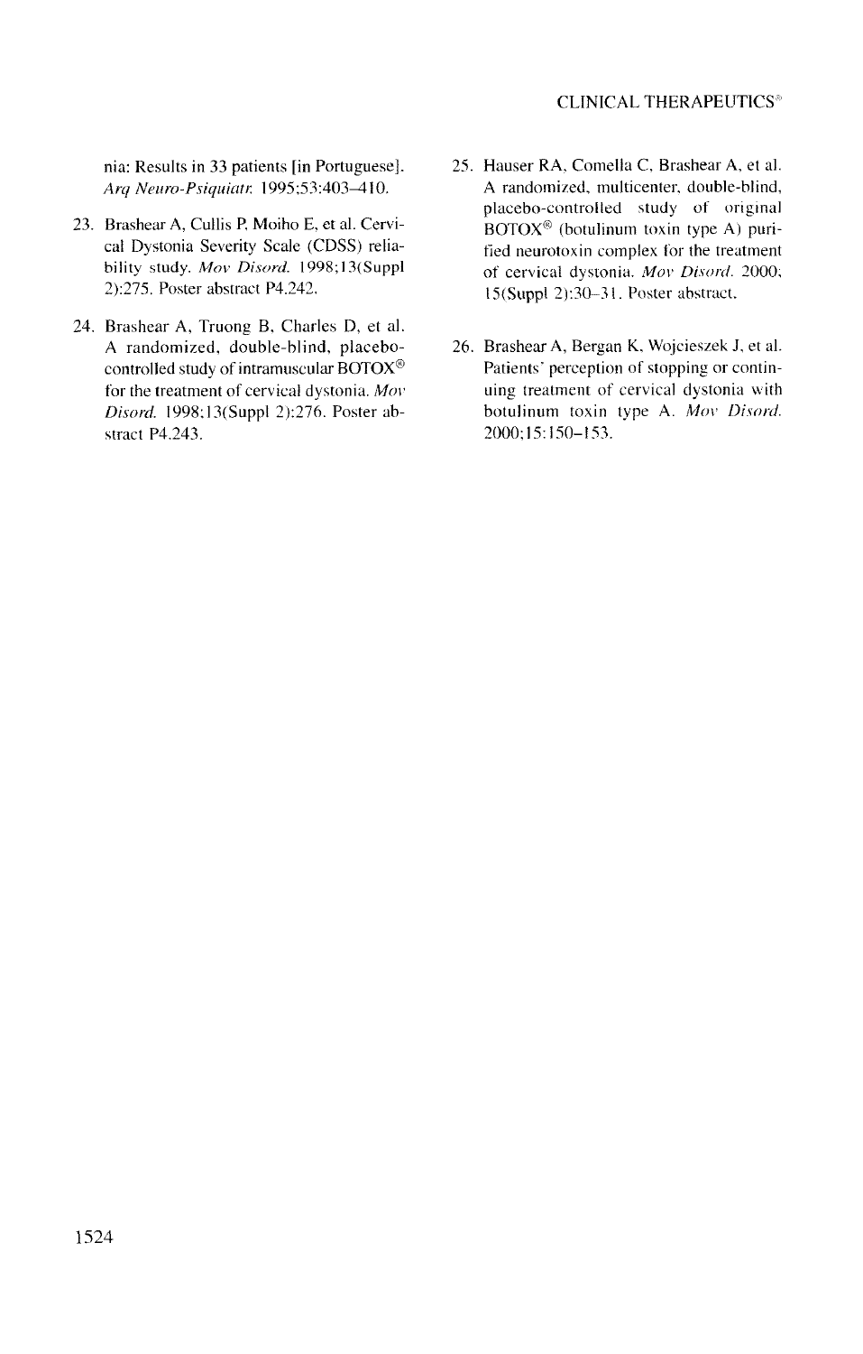nia: Results in 33 patients [in Portuguese]. *Arq Neuro-Psiquiatr.* 1995;53:403–410.

23. Brashear A, Cullis P, Moiho E, et al. Cervical Dystonia Severity Scale (CDSS) reliability study. *Mov Disord.* 1998;13(Suppl 2):275. Poster abstract P4.242.

24. Brashear A, Truong B, Charles D, et al. A randomized, double-blind, placebo-controlled study of intramuscular BOTOX® for the treatment of cervical dystonia. *Mov Disord.* 1998;13(Suppl 2):276. Poster abstract P4.243.

25. Hauser RA, Comella C, Brashear A, et al. A randomized, multicenter, double-blind, placebo-controlled study of original BOTOX® (botulinum toxin type A) purified neurotoxin complex for the treatment of cervical dystonia. *Mov Disord.* 2000; 15(Suppl 2):30–31. Poster abstract.

26. Brashear A, Bergan K, Wojcieszek J, et al. Patients' perception of stopping or continuing treatment of cervical dystonia with botulinum toxin type A. *Mov Disord.* 2000;15:150–153.